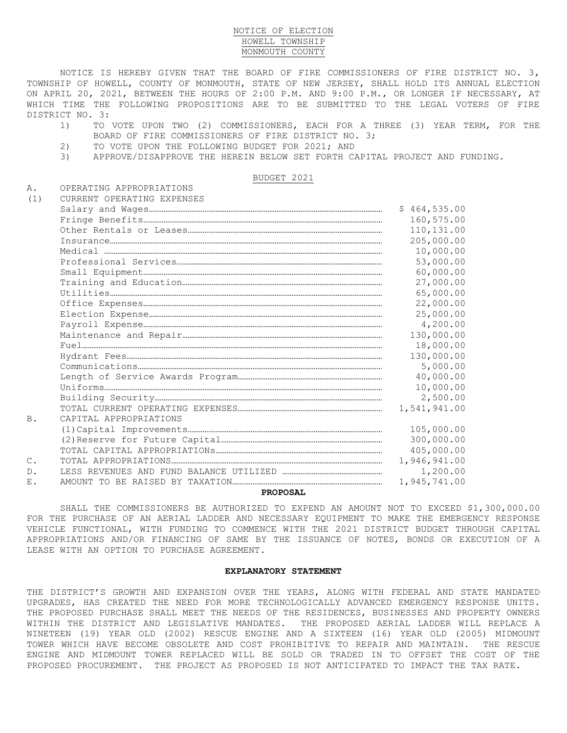# NOTICE OF ELECTION
## HOWELL TOWNSHIP
## MONMOUTH COUNTY

NOTICE IS HEREBY GIVEN THAT THE BOARD OF FIRE COMMISSIONERS OF FIRE DISTRICT NO. 3, TOWNSHIP OF HOWELL, COUNTY OF MONMOUTH, STATE OF NEW JERSEY, SHALL HOLD ITS ANNUAL ELECTION ON APRIL 20, 2021, BETWEEN THE HOURS OF 2:00 P.M. AND 9:00 P.M., OR LONGER IF NECESSARY, AT WHICH TIME THE FOLLOWING PROPOSITIONS ARE TO BE SUBMITTED TO THE LEGAL VOTERS OF FIRE DISTRICT NO. 3:

1) TO VOTE UPON TWO (2) COMMISSIONERS, EACH FOR A THREE (3) YEAR TERM, FOR THE BOARD OF FIRE COMMISSIONERS OF FIRE DISTRICT NO. 3;
2) TO VOTE UPON THE FOLLOWING BUDGET FOR 2021; AND
3) APPROVE/DISAPPROVE THE HEREIN BELOW SET FORTH CAPITAL PROJECT AND FUNDING.

## BUDGET 2021

| | | |
|---|---|---|
| A. | OPERATING APPROPRIATIONS | |
| (1) | CURRENT OPERATING EXPENSES | |
| | Salary and Wages | $ 464,535.00 |
| | Fringe Benefits | 160,575.00 |
| | Other Rentals or Leases | 110,131.00 |
| | Insurance | 205,000.00 |
| | Medical | 10,000.00 |
| | Professional Services | 53,000.00 |
| | Small Equipment | 60,000.00 |
| | Training and Education | 27,000.00 |
| | Utilities | 65,000.00 |
| | Office Expenses | 22,000.00 |
| | Election Expense | 25,000.00 |
| | Payroll Expense | 4,200.00 |
| | Maintenance and Repair | 130,000.00 |
| | Fuel | 18,000.00 |
| | Hydrant Fees | 130,000.00 |
| | Communications | 5,000.00 |
| | Length of Service Awards Program | 40,000.00 |
| | Uniforms | 10,000.00 |
| | Building Security | 2,500.00 |
| | TOTAL CURRENT OPERATING EXPENSES | 1,541,941.00 |
| B. | CAPITAL APPROPRIATIONS | |
| | (1)Capital Improvements | 105,000.00 |
| | (2)Reserve for Future Capital | 300,000.00 |
| | TOTAL CAPITAL APPROPRIATIONs | 405,000.00 |
| C. | TOTAL APPROPRIATIONS | 1,946,941.00 |
| D. | LESS REVENUES AND FUND BALANCE UTILIZED | 1,200.00 |
| E. | AMOUNT TO BE RAISED BY TAXATION | 1,945,741.00 |

**PROPOSAL**

SHALL THE COMMISSIONERS BE AUTHORIZED TO EXPEND AN AMOUNT NOT TO EXCEED $1,300,000.00 FOR THE PURCHASE OF AN AERIAL LADDER AND NECESSARY EQUIPMENT TO MAKE THE EMERGENCY RESPONSE VEHICLE FUNCTIONAL, WITH FUNDING TO COMMENCE WITH THE 2021 DISTRICT BUDGET THROUGH CAPITAL APPROPRIATIONS AND/OR FINANCING OF SAME BY THE ISSUANCE OF NOTES, BONDS OR EXECUTION OF A LEASE WITH AN OPTION TO PURCHASE AGREEMENT.

**EXPLANATORY STATEMENT**

THE DISTRICT'S GROWTH AND EXPANSION OVER THE YEARS, ALONG WITH FEDERAL AND STATE MANDATED UPGRADES, HAS CREATED THE NEED FOR MORE TECHNOLOGICALLY ADVANCED EMERGENCY RESPONSE UNITS. THE PROPOSED PURCHASE SHALL MEET THE NEEDS OF THE RESIDENCES, BUSINESSES AND PROPERTY OWNERS WITHIN THE DISTRICT AND LEGISLATIVE MANDATES. THE PROPOSED AERIAL LADDER WILL REPLACE A NINETEEN (19) YEAR OLD (2002) RESCUE ENGINE AND A SIXTEEN (16) YEAR OLD (2005) MIDMOUNT TOWER WHICH HAVE BECOME OBSOLETE AND COST PROHIBITIVE TO REPAIR AND MAINTAIN. THE RESCUE ENGINE AND MIDMOUNT TOWER REPLACED WILL BE SOLD OR TRADED IN TO OFFSET THE COST OF THE PROPOSED PROCUREMENT. THE PROJECT AS PROPOSED IS NOT ANTICIPATED TO IMPACT THE TAX RATE.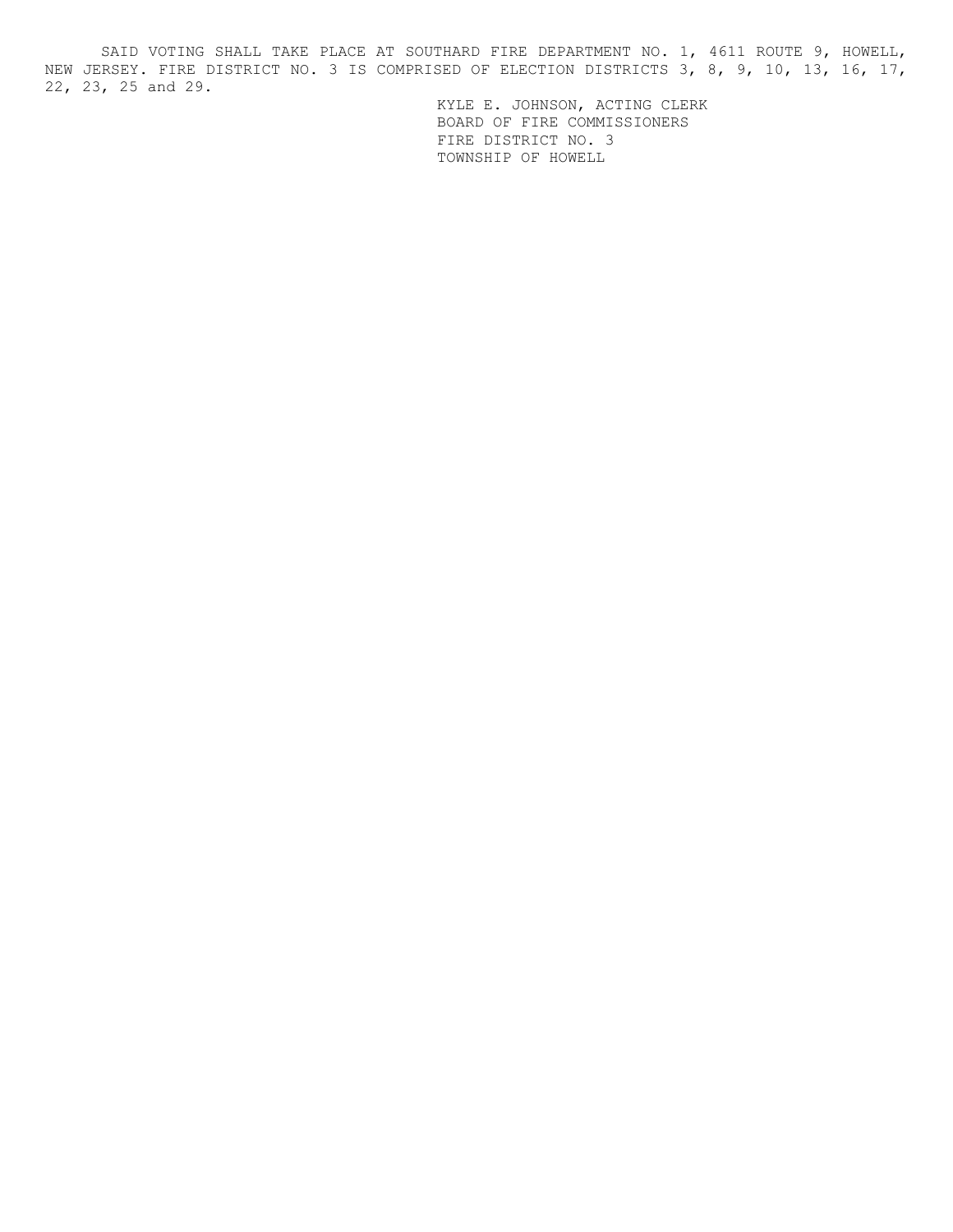SAID VOTING SHALL TAKE PLACE AT SOUTHARD FIRE DEPARTMENT NO. 1, 4611 ROUTE 9, HOWELL, NEW JERSEY. FIRE DISTRICT NO. 3 IS COMPRISED OF ELECTION DISTRICTS 3, 8, 9, 10, 13, 16, 17, 22, 23, 25 and 29.

KYLE E. JOHNSON, ACTING CLERK
BOARD OF FIRE COMMISSIONERS
FIRE DISTRICT NO. 3
TOWNSHIP OF HOWELL